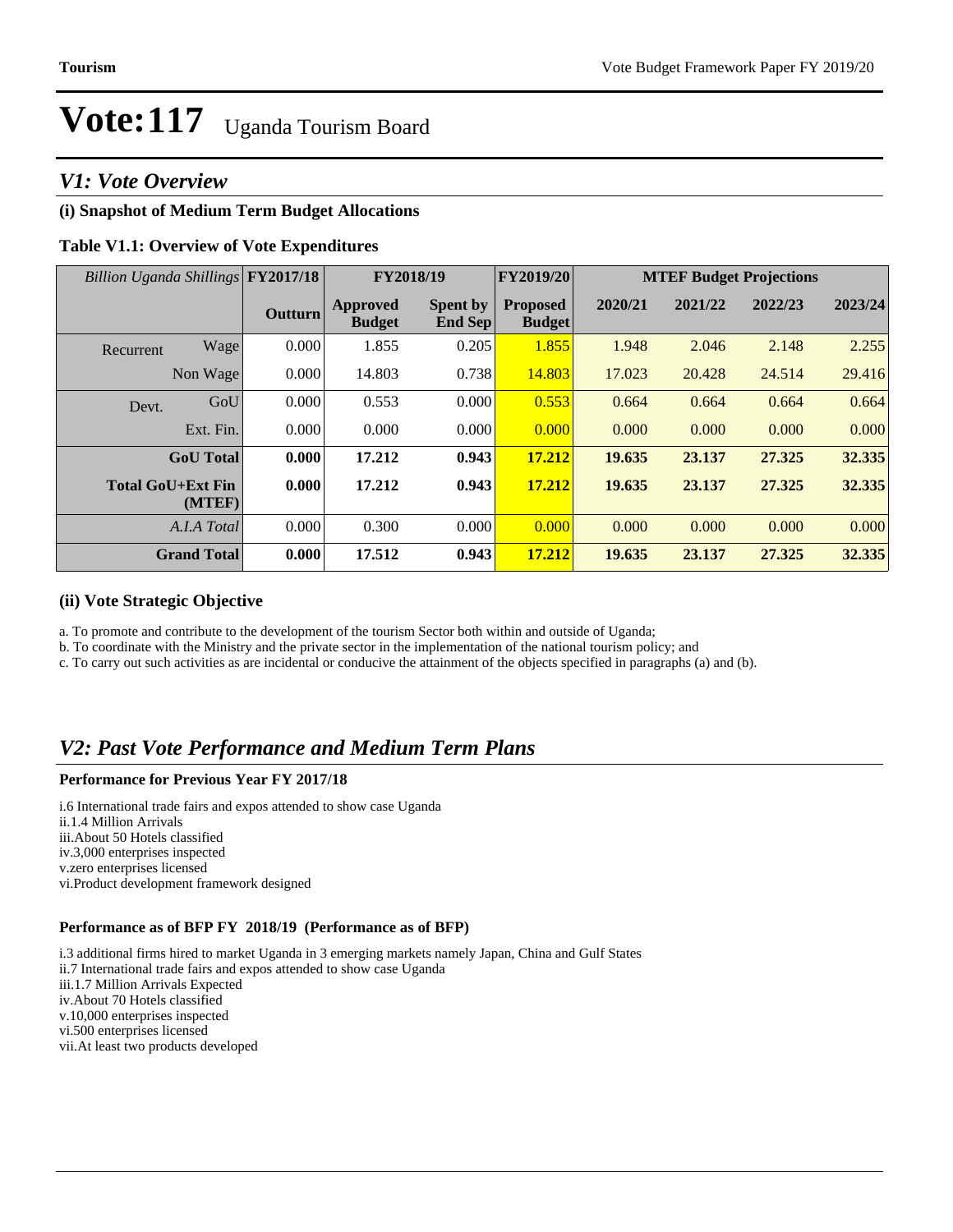# Vote:117 Uganda Tourism Board

## V1: Vote Overview

### (i) Snapshot of Medium Term Budget Allocations

**Table V1.1: Overview of Vote Expenditures**

| *Billion Uganda Shillings* | | FY2017/18 | FY2018/19 | | FY2019/20 | MTEF Budget Projections | | | |
|---|---|---|---|---|---|---|---|---|---|
| | | Outturn | Approved Budget | Spent by End Sep | Proposed Budget | 2020/21 | 2021/22 | 2022/23 | 2023/24 |
| Recurrent | Wage | 0.000 | 1.855 | 0.205 | 1.855 | 1.948 | 2.046 | 2.148 | 2.255 |
| | Non Wage | 0.000 | 14.803 | 0.738 | 14.803 | 17.023 | 20.428 | 24.514 | 29.416 |
| Devt. | GoU | 0.000 | 0.553 | 0.000 | 0.553 | 0.664 | 0.664 | 0.664 | 0.664 |
| | Ext. Fin. | 0.000 | 0.000 | 0.000 | 0.000 | 0.000 | 0.000 | 0.000 | 0.000 |
| | **GoU Total** | **0.000** | **17.212** | **0.943** | **17.212** | **19.635** | **23.137** | **27.325** | **32.335** |
| | **Total GoU+Ext Fin (MTEF)** | **0.000** | **17.212** | **0.943** | **17.212** | **19.635** | **23.137** | **27.325** | **32.335** |
| | *A.I.A Total* | 0.000 | 0.300 | 0.000 | 0.000 | 0.000 | 0.000 | 0.000 | 0.000 |
| | **Grand Total** | **0.000** | **17.512** | **0.943** | **17.212** | **19.635** | **23.137** | **27.325** | **32.335** |

### (ii) Vote Strategic Objective

a. To promote and contribute to the development of the tourism Sector both within and outside of Uganda;

b. To coordinate with the Ministry and the private sector in the implementation of the national tourism policy; and

c. To carry out such activities as are incidental or conducive the attainment of the objects specified in paragraphs (a) and (b).

## V2: Past Vote Performance and Medium Term Plans

**Performance for Previous Year FY 2017/18**

i.6 International trade fairs and expos attended to show case Uganda
ii.1.4 Million Arrivals
iii.About 50 Hotels classified
iv.3,000 enterprises inspected
v.zero enterprises licensed
vi.Product development framework designed

**Performance as of BFP FY 2018/19 (Performance as of BFP)**

i.3 additional firms hired to market Uganda in 3 emerging markets namely Japan, China and Gulf States
ii.7 International trade fairs and expos attended to show case Uganda
iii.1.7 Million Arrivals Expected
iv.About 70 Hotels classified
v.10,000 enterprises inspected
vi.500 enterprises licensed
vii.At least two products developed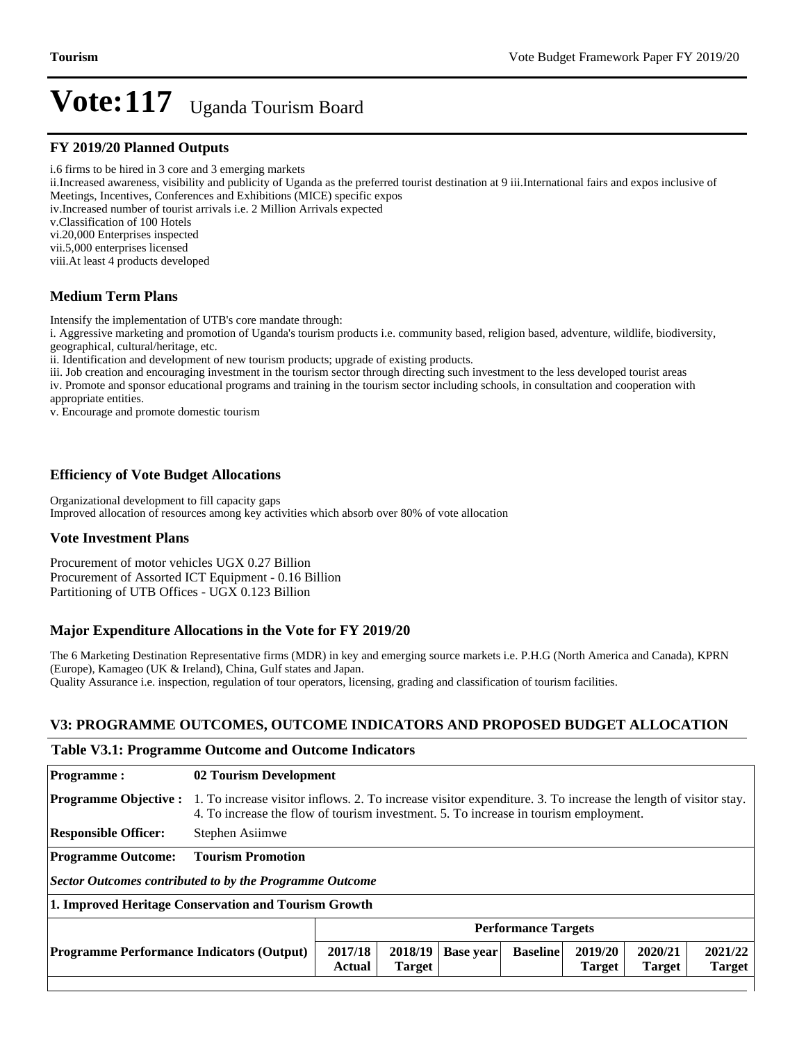# Vote:117 Uganda Tourism Board

## FY 2019/20 Planned Outputs

i.6 firms to be hired in 3 core and 3 emerging markets
ii.Increased awareness, visibility and publicity of Uganda as the preferred tourist destination at 9 iii.International fairs and expos inclusive of Meetings, Incentives, Conferences and Exhibitions (MICE) specific expos
iv.Increased number of tourist arrivals i.e. 2 Million Arrivals expected
v.Classification of 100 Hotels
vi.20,000 Enterprises inspected
vii.5,000 enterprises licensed
viii.At least 4 products developed

## Medium Term Plans

Intensify the implementation of UTB's core mandate through:
i. Aggressive marketing and promotion of Uganda's tourism products i.e. community based, religion based, adventure, wildlife, biodiversity, geographical, cultural/heritage, etc.
ii. Identification and development of new tourism products; upgrade of existing products.
iii. Job creation and encouraging investment in the tourism sector through directing such investment to the less developed tourist areas
iv. Promote and sponsor educational programs and training in the tourism sector including schools, in consultation and cooperation with appropriate entities.
v. Encourage and promote domestic tourism

## Efficiency of Vote Budget Allocations

Organizational development to fill capacity gaps
Improved allocation of resources among key activities which absorb over 80% of vote allocation

## Vote Investment Plans

Procurement of motor vehicles UGX 0.27 Billion
Procurement of Assorted ICT Equipment - 0.16 Billion
Partitioning of UTB Offices - UGX 0.123 Billion

## Major Expenditure Allocations in the Vote for FY 2019/20

The 6 Marketing Destination Representative firms (MDR) in key and emerging source markets i.e. P.H.G (North America and Canada), KPRN (Europe), Kamageo (UK & Ireland), China, Gulf states and Japan.
Quality Assurance i.e. inspection, regulation of tour operators, licensing, grading and classification of tourism facilities.

## V3: PROGRAMME OUTCOMES, OUTCOME INDICATORS AND PROPOSED BUDGET ALLOCATION

### Table V3.1: Programme Outcome and Outcome Indicators

| **Programme :** | **02 Tourism Development** |
|---|---|
| **Programme Objective :** | 1. To increase visitor inflows. 2. To increase visitor expenditure. 3. To increase the length of visitor stay. 4. To increase the flow of tourism investment. 5. To increase in tourism employment. |
| **Responsible Officer:** | Stephen Asiimwe |
| **Programme Outcome:** | **Tourism Promotion** |
| ***Sector Outcomes contributed to by the Programme Outcome*** | |
| **1. Improved Heritage Conservation and Tourism Growth** | |

| | **Performance Targets** | | | | | | |
|---|---|---|---|---|---|---|---|
| **Programme Performance Indicators (Output)** | **2017/18 Actual** | **2018/19 Target** | **Base year** | **Baseline** | **2019/20 Target** | **2020/21 Target** | **2021/22 Target** |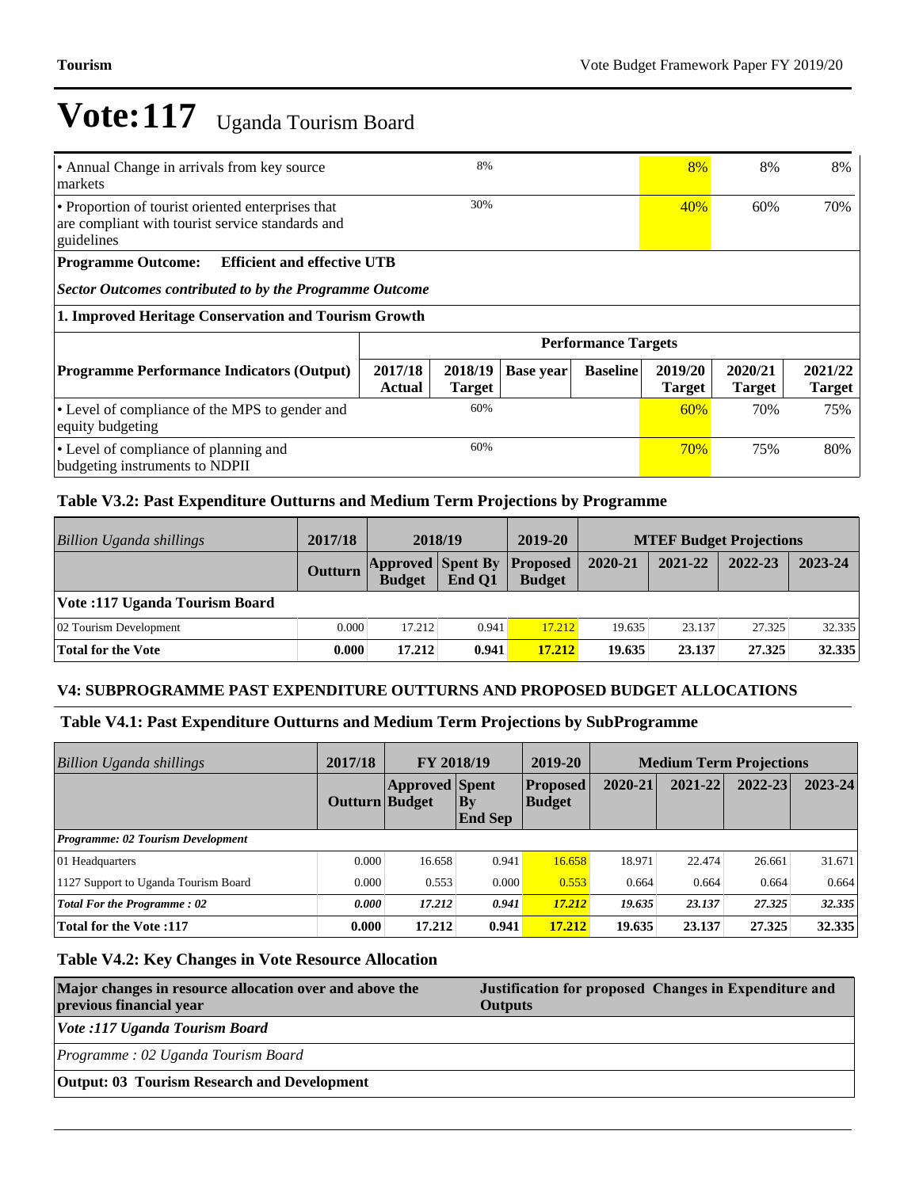# Vote:117 Uganda Tourism Board

| | | | | | | | |
|---|---|---|---|---|---|---|---|
| • Annual Change in arrivals from key source markets | | 8% | | | 8% | 8% | 8% |
| • Proportion of tourist oriented enterprises that are compliant with tourist service standards and guidelines | | 30% | | | 40% | 60% | 70% |

**Programme Outcome: Efficient and effective UTB**

***Sector Outcomes contributed to by the Programme Outcome***

**1. Improved Heritage Conservation and Tourism Growth**

| | Performance Targets | | | | | | |
|---|---|---|---|---|---|---|---|
| **Programme Performance Indicators (Output)** | **2017/18 Actual** | **2018/19 Target** | **Base year** | **Baseline** | **2019/20 Target** | **2020/21 Target** | **2021/22 Target** |
| • Level of compliance of the MPS to gender and equity budgeting | | 60% | | | 60% | 70% | 75% |
| • Level of compliance of planning and budgeting instruments to NDPII | | 60% | | | 70% | 75% | 80% |

### Table V3.2: Past Expenditure Outturns and Medium Term Projections by Programme

| *Billion Uganda shillings* | 2017/18 | 2018/19 | | 2019-20 | MTEF Budget Projections | | | |
|---|---|---|---|---|---|---|---|---|
| | **Outturn** | **Approved Budget** | **Spent By End Q1** | **Proposed Budget** | **2020-21** | **2021-22** | **2022-23** | **2023-24** |
| **Vote :117 Uganda Tourism Board** | | | | | | | | |
| 02 Tourism Development | 0.000 | 17.212 | 0.941 | 17.212 | 19.635 | 23.137 | 27.325 | 32.335 |
| **Total for the Vote** | **0.000** | **17.212** | **0.941** | **17.212** | **19.635** | **23.137** | **27.325** | **32.335** |

## V4: SUBPROGRAMME PAST EXPENDITURE OUTTURNS AND PROPOSED BUDGET ALLOCATIONS

### Table V4.1: Past Expenditure Outturns and Medium Term Projections by SubProgramme

| *Billion Uganda shillings* | 2017/18 | FY 2018/19 | | 2019-20 | Medium Term Projections | | | |
|---|---|---|---|---|---|---|---|---|
| | **Outturn** | **Approved Budget** | **Spent By End Sep** | **Proposed Budget** | **2020-21** | **2021-22** | **2022-23** | **2023-24** |
| ***Programme: 02 Tourism Development*** | | | | | | | | |
| 01 Headquarters | 0.000 | 16.658 | 0.941 | 16.658 | 18.971 | 22.474 | 26.661 | 31.671 |
| 1127 Support to Uganda Tourism Board | 0.000 | 0.553 | 0.000 | 0.553 | 0.664 | 0.664 | 0.664 | 0.664 |
| ***Total For the Programme : 02*** | ***0.000*** | ***17.212*** | ***0.941*** | ***17.212*** | ***19.635*** | ***23.137*** | ***27.325*** | ***32.335*** |
| **Total for the Vote :117** | **0.000** | **17.212** | **0.941** | **17.212** | **19.635** | **23.137** | **27.325** | **32.335** |

### Table V4.2: Key Changes in Vote Resource Allocation

| Major changes in resource allocation over and above the previous financial year | Justification for proposed Changes in Expenditure and Outputs |
|---|---|
| ***Vote :117 Uganda Tourism Board*** | |
| *Programme : 02 Uganda Tourism Board* | |
| **Output: 03 Tourism Research and Development** | |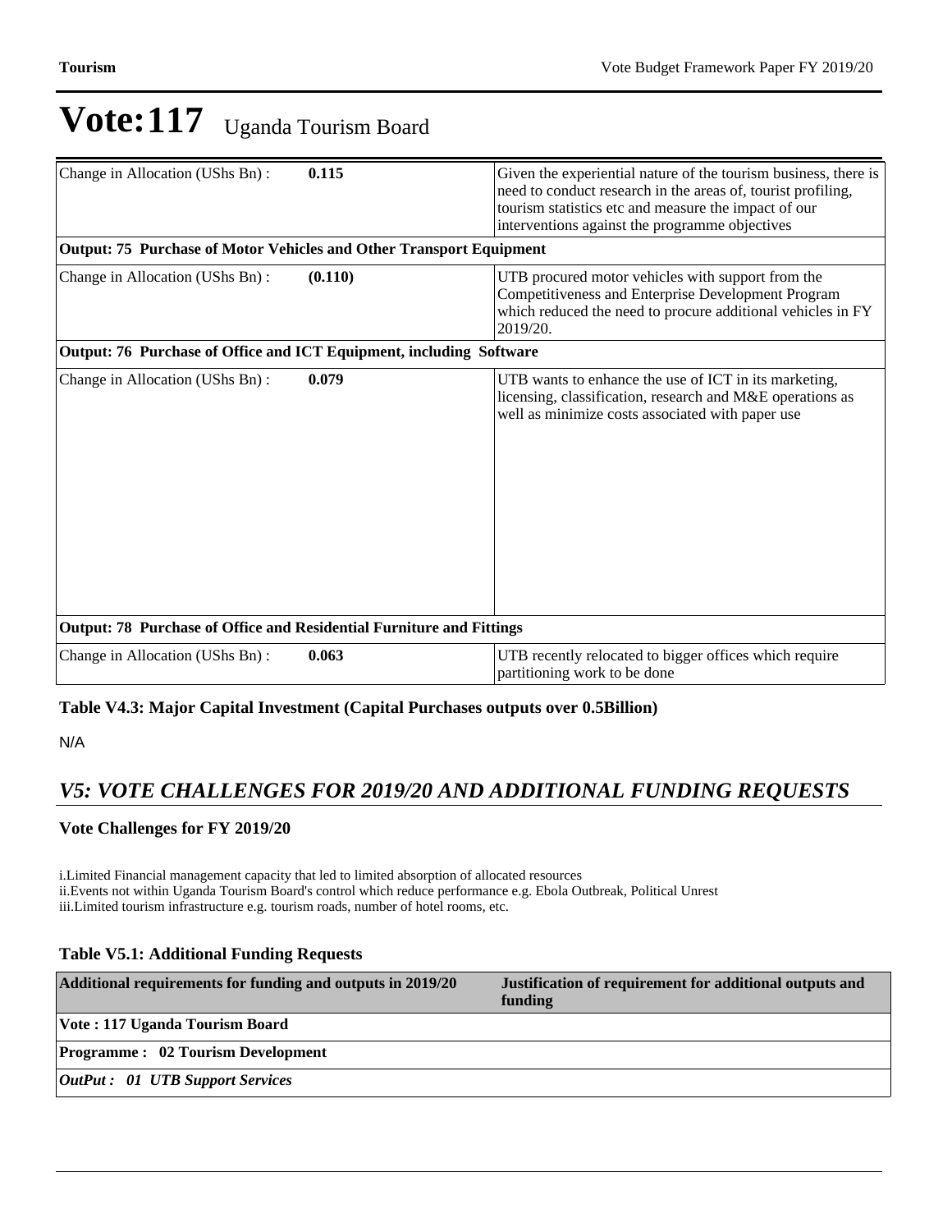# Vote:117 Uganda Tourism Board

| | | |
|---|---|---|
| Change in Allocation (UShs Bn) : | **0.115** | Given the experiential nature of the tourism business, there is need to conduct research in the areas of, tourist profiling, tourism statistics etc and measure the impact of our interventions against the programme objectives |
| **Output: 75 Purchase of Motor Vehicles and Other Transport Equipment** | | |
| Change in Allocation (UShs Bn) : | **(0.110)** | UTB procured motor vehicles with support from the Competitiveness and Enterprise Development Program which reduced the need to procure additional vehicles in FY 2019/20. |
| **Output: 76 Purchase of Office and ICT Equipment, including Software** | | |
| Change in Allocation (UShs Bn) : | **0.079** | UTB wants to enhance the use of ICT in its marketing, licensing, classification, research and M&E operations as well as minimize costs associated with paper use |
| **Output: 78 Purchase of Office and Residential Furniture and Fittings** | | |
| Change in Allocation (UShs Bn) : | **0.063** | UTB recently relocated to bigger offices which require partitioning work to be done |

**Table V4.3: Major Capital Investment (Capital Purchases outputs over 0.5Billion)**

N/A

## *V5: VOTE CHALLENGES FOR 2019/20 AND ADDITIONAL FUNDING REQUESTS*

**Vote Challenges for FY 2019/20**

i.Limited Financial management capacity that led to limited absorption of allocated resources
ii.Events not within Uganda Tourism Board's control which reduce performance e.g. Ebola Outbreak, Political Unrest
iii.Limited tourism infrastructure e.g. tourism roads, number of hotel rooms, etc.

**Table V5.1: Additional Funding Requests**

| Additional requirements for funding and outputs in 2019/20 | Justification of requirement for additional outputs and funding |
|---|---|
| **Vote : 117 Uganda Tourism Board** | |
| **Programme : 02 Tourism Development** | |
| ***OutPut : 01 UTB Support Services*** | |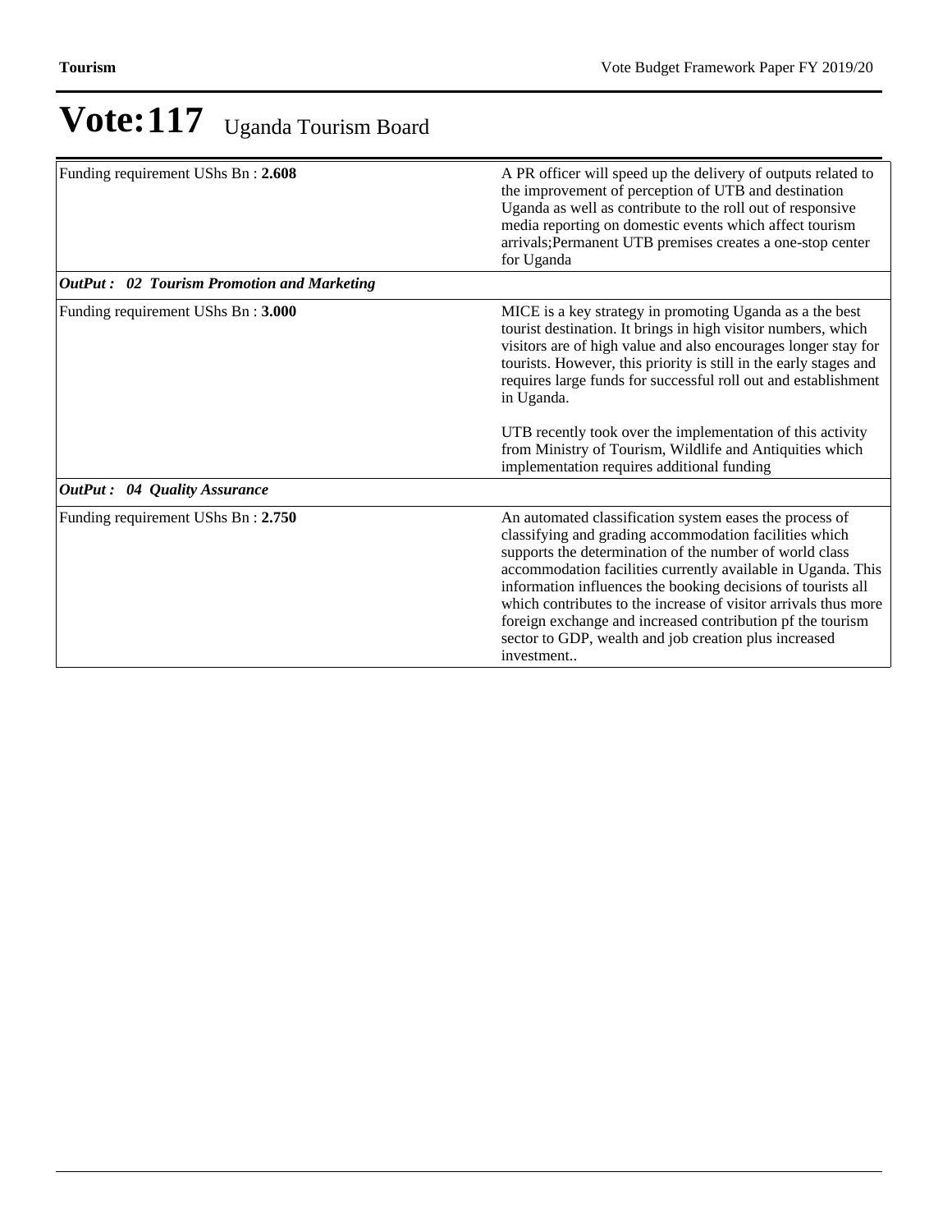# Vote:117 Uganda Tourism Board

| | |
|---|---|
| Funding requirement UShs Bn : **2.608** | A PR officer will speed up the delivery of outputs related to the improvement of perception of UTB and destination Uganda as well as contribute to the roll out of responsive media reporting on domestic events which affect tourism arrivals;Permanent UTB premises creates a one-stop center for Uganda |
| ***OutPut : 02 Tourism Promotion and Marketing*** | |
| Funding requirement UShs Bn : **3.000** | MICE is a key strategy in promoting Uganda as a the best tourist destination. It brings in high visitor numbers, which visitors are of high value and also encourages longer stay for tourists. However, this priority is still in the early stages and requires large funds for successful roll out and establishment in Uganda.<br><br>UTB recently took over the implementation of this activity from Ministry of Tourism, Wildlife and Antiquities which implementation requires additional funding |
| ***OutPut : 04 Quality Assurance*** | |
| Funding requirement UShs Bn : **2.750** | An automated classification system eases the process of classifying and grading accommodation facilities which supports the determination of the number of world class accommodation facilities currently available in Uganda. This information influences the booking decisions of tourists all which contributes to the increase of visitor arrivals thus more foreign exchange and increased contribution pf the tourism sector to GDP, wealth and job creation plus increased investment.. |